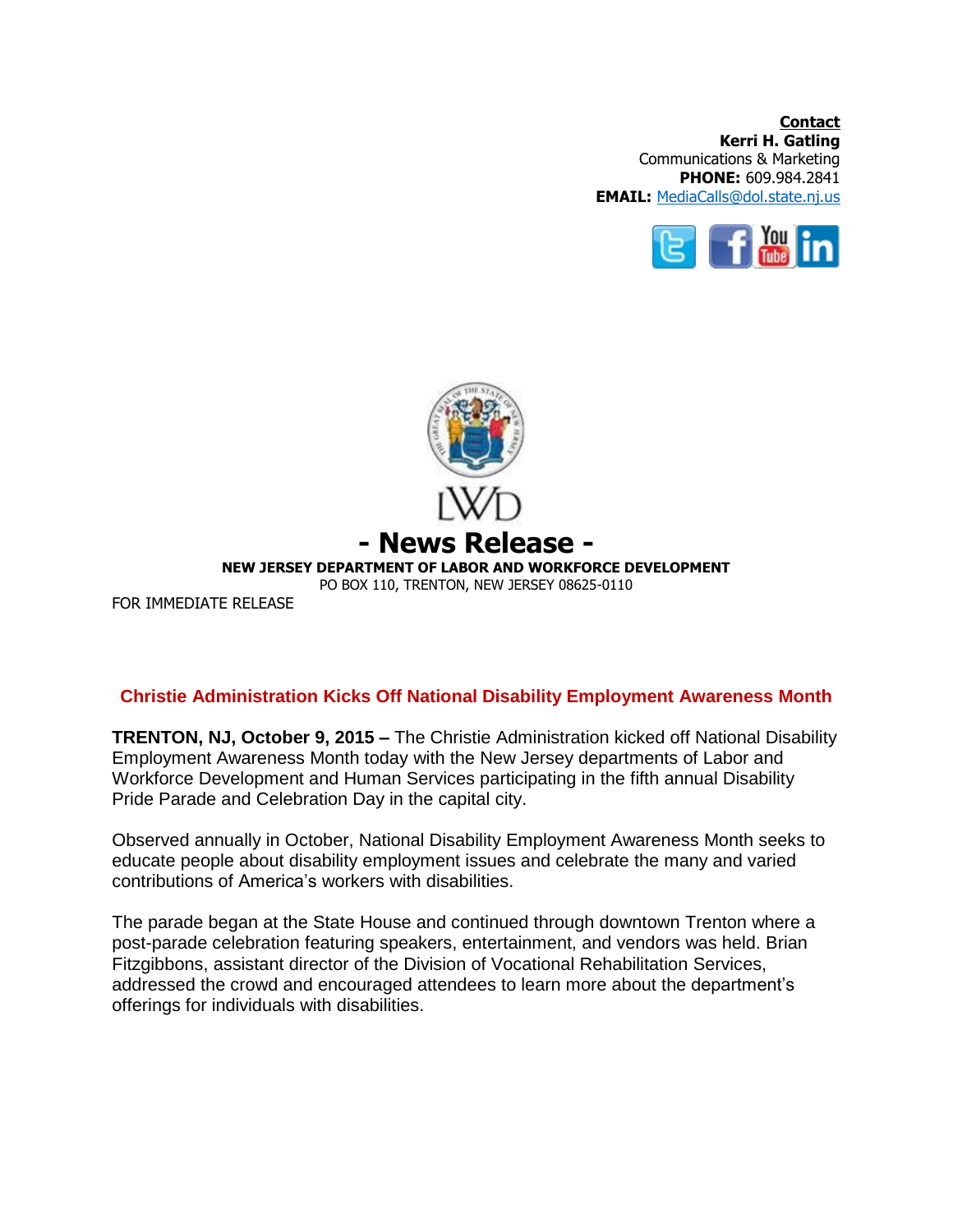**Contact**
**Kerri H. Gatling**
Communications & Marketing
**PHONE:** 609.984.2841
**EMAIL:** MediaCalls@dol.state.nj.us

LWD

# - News Release -

**NEW JERSEY DEPARTMENT OF LABOR AND WORKFORCE DEVELOPMENT**
PO BOX 110, TRENTON, NEW JERSEY 08625-0110

FOR IMMEDIATE RELEASE

## Christie Administration Kicks Off National Disability Employment Awareness Month

**TRENTON, NJ, October 9, 2015 –** The Christie Administration kicked off National Disability Employment Awareness Month today with the New Jersey departments of Labor and Workforce Development and Human Services participating in the fifth annual Disability Pride Parade and Celebration Day in the capital city.

Observed annually in October, National Disability Employment Awareness Month seeks to educate people about disability employment issues and celebrate the many and varied contributions of America's workers with disabilities.

The parade began at the State House and continued through downtown Trenton where a post-parade celebration featuring speakers, entertainment, and vendors was held. Brian Fitzgibbons, assistant director of the Division of Vocational Rehabilitation Services, addressed the crowd and encouraged attendees to learn more about the department's offerings for individuals with disabilities.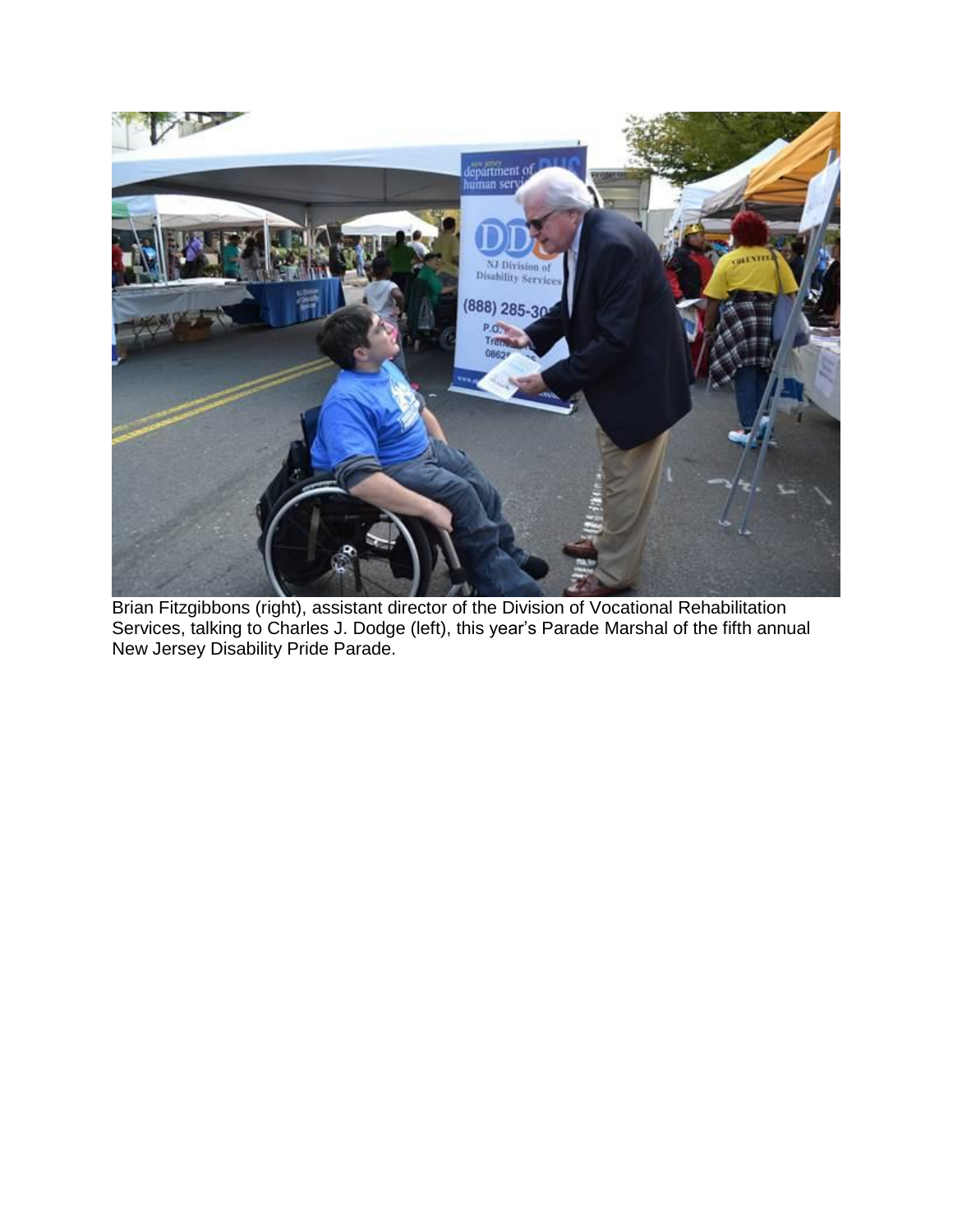Brian Fitzgibbons (right), assistant director of the Division of Vocational Rehabilitation Services, talking to Charles J. Dodge (left), this year's Parade Marshal of the fifth annual New Jersey Disability Pride Parade.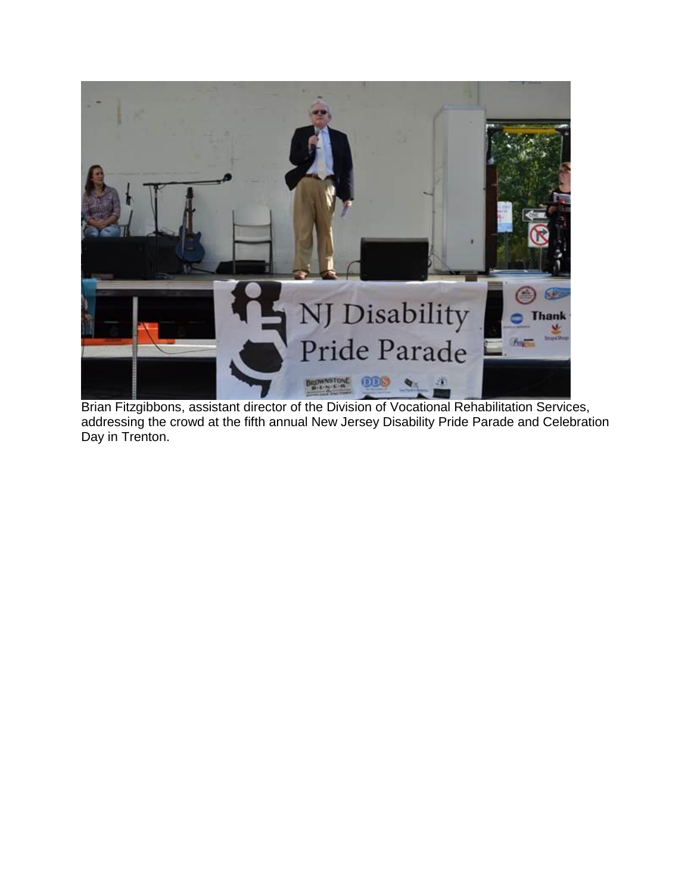Brian Fitzgibbons, assistant director of the Division of Vocational Rehabilitation Services, addressing the crowd at the fifth annual New Jersey Disability Pride Parade and Celebration Day in Trenton.